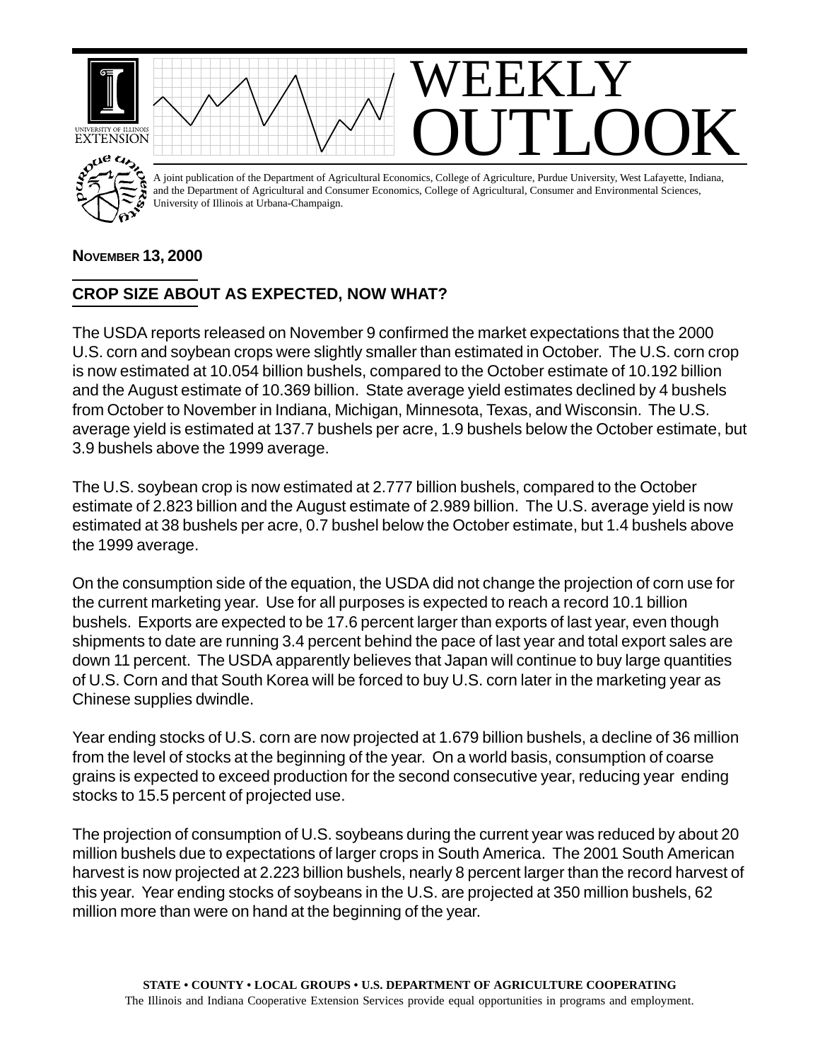# WEEKLY OUTLOOK

A joint publication of the Department of Agricultural Economics, College of Agriculture, Purdue University, West Lafayette, Indiana, and the Department of Agricultural and Consumer Economics, College of Agricultural, Consumer and Environmental Sciences, University of Illinois at Urbana-Champaign.

**NOVEMBER 13, 2000**

## CROP SIZE ABOUT AS EXPECTED, NOW WHAT?

The USDA reports released on November 9 confirmed the market expectations that the 2000 U.S. corn and soybean crops were slightly smaller than estimated in October. The U.S. corn crop is now estimated at 10.054 billion bushels, compared to the October estimate of 10.192 billion and the August estimate of 10.369 billion. State average yield estimates declined by 4 bushels from October to November in Indiana, Michigan, Minnesota, Texas, and Wisconsin. The U.S. average yield is estimated at 137.7 bushels per acre, 1.9 bushels below the October estimate, but 3.9 bushels above the 1999 average.

The U.S. soybean crop is now estimated at 2.777 billion bushels, compared to the October estimate of 2.823 billion and the August estimate of 2.989 billion. The U.S. average yield is now estimated at 38 bushels per acre, 0.7 bushel below the October estimate, but 1.4 bushels above the 1999 average.

On the consumption side of the equation, the USDA did not change the projection of corn use for the current marketing year. Use for all purposes is expected to reach a record 10.1 billion bushels. Exports are expected to be 17.6 percent larger than exports of last year, even though shipments to date are running 3.4 percent behind the pace of last year and total export sales are down 11 percent. The USDA apparently believes that Japan will continue to buy large quantities of U.S. Corn and that South Korea will be forced to buy U.S. corn later in the marketing year as Chinese supplies dwindle.

Year ending stocks of U.S. corn are now projected at 1.679 billion bushels, a decline of 36 million from the level of stocks at the beginning of the year. On a world basis, consumption of coarse grains is expected to exceed production for the second consecutive year, reducing year ending stocks to 15.5 percent of projected use.

The projection of consumption of U.S. soybeans during the current year was reduced by about 20 million bushels due to expectations of larger crops in South America. The 2001 South American harvest is now projected at 2.223 billion bushels, nearly 8 percent larger than the record harvest of this year. Year ending stocks of soybeans in the U.S. are projected at 350 million bushels, 62 million more than were on hand at the beginning of the year.

**STATE • COUNTY • LOCAL GROUPS • U.S. DEPARTMENT OF AGRICULTURE COOPERATING**

The Illinois and Indiana Cooperative Extension Services provide equal opportunities in programs and employment.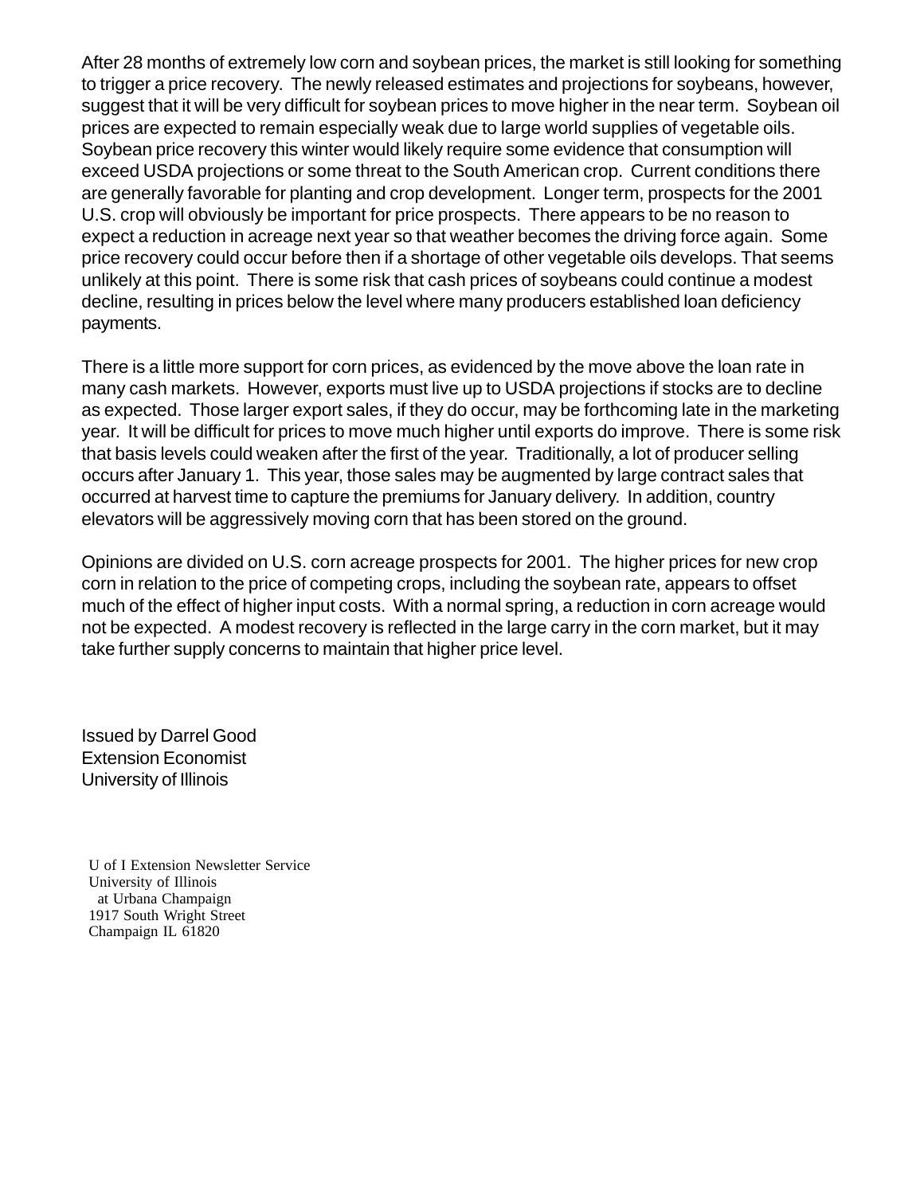After 28 months of extremely low corn and soybean prices, the market is still looking for something to trigger a price recovery. The newly released estimates and projections for soybeans, however, suggest that it will be very difficult for soybean prices to move higher in the near term. Soybean oil prices are expected to remain especially weak due to large world supplies of vegetable oils. Soybean price recovery this winter would likely require some evidence that consumption will exceed USDA projections or some threat to the South American crop. Current conditions there are generally favorable for planting and crop development. Longer term, prospects for the 2001 U.S. crop will obviously be important for price prospects. There appears to be no reason to expect a reduction in acreage next year so that weather becomes the driving force again. Some price recovery could occur before then if a shortage of other vegetable oils develops. That seems unlikely at this point. There is some risk that cash prices of soybeans could continue a modest decline, resulting in prices below the level where many producers established loan deficiency payments.

There is a little more support for corn prices, as evidenced by the move above the loan rate in many cash markets. However, exports must live up to USDA projections if stocks are to decline as expected. Those larger export sales, if they do occur, may be forthcoming late in the marketing year. It will be difficult for prices to move much higher until exports do improve. There is some risk that basis levels could weaken after the first of the year. Traditionally, a lot of producer selling occurs after January 1. This year, those sales may be augmented by large contract sales that occurred at harvest time to capture the premiums for January delivery. In addition, country elevators will be aggressively moving corn that has been stored on the ground.

Opinions are divided on U.S. corn acreage prospects for 2001. The higher prices for new crop corn in relation to the price of competing crops, including the soybean rate, appears to offset much of the effect of higher input costs. With a normal spring, a reduction in corn acreage would not be expected. A modest recovery is reflected in the large carry in the corn market, but it may take further supply concerns to maintain that higher price level.

Issued by Darrel Good
Extension Economist
University of Illinois

U of I Extension Newsletter Service
University of Illinois
at Urbana Champaign
1917 South Wright Street
Champaign IL 61820